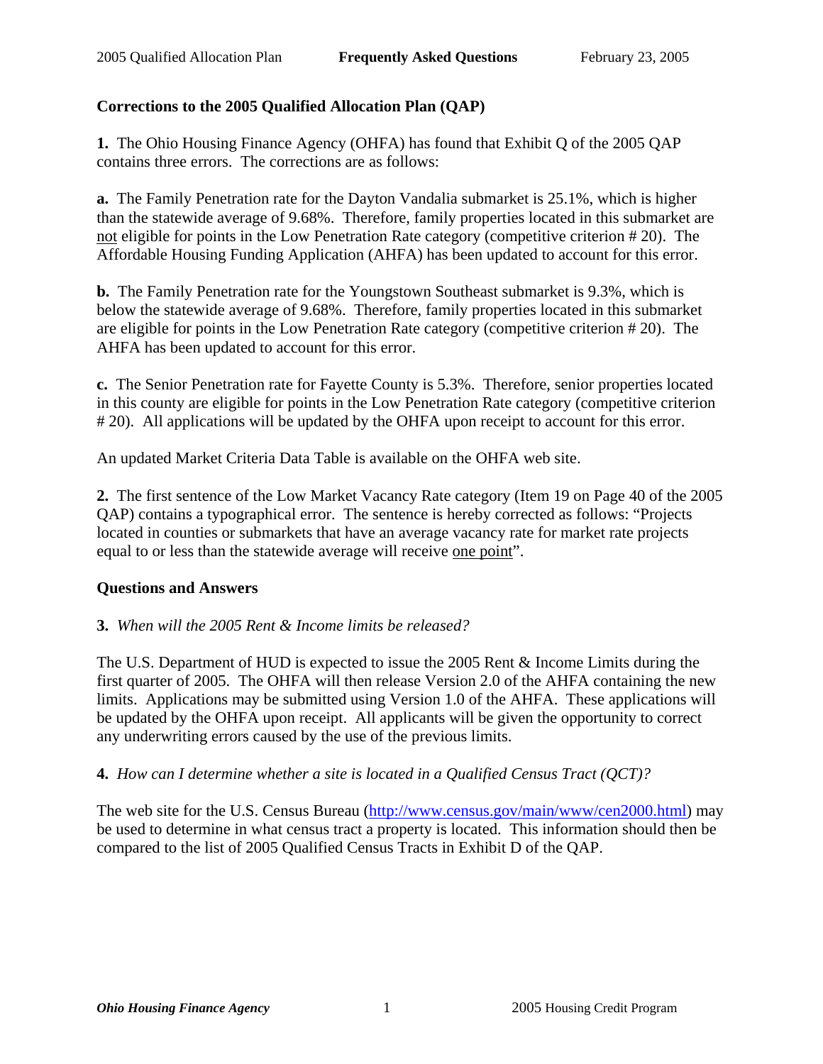## Corrections to the 2005 Qualified Allocation Plan (QAP)

**1.** The Ohio Housing Finance Agency (OHFA) has found that Exhibit Q of the 2005 QAP contains three errors. The corrections are as follows:

**a.** The Family Penetration rate for the Dayton Vandalia submarket is 25.1%, which is higher than the statewide average of 9.68%. Therefore, family properties located in this submarket are <u>not</u> eligible for points in the Low Penetration Rate category (competitive criterion # 20). The Affordable Housing Funding Application (AHFA) has been updated to account for this error.

**b.** The Family Penetration rate for the Youngstown Southeast submarket is 9.3%, which is below the statewide average of 9.68%. Therefore, family properties located in this submarket are eligible for points in the Low Penetration Rate category (competitive criterion # 20). The AHFA has been updated to account for this error.

**c.** The Senior Penetration rate for Fayette County is 5.3%. Therefore, senior properties located in this county are eligible for points in the Low Penetration Rate category (competitive criterion # 20). All applications will be updated by the OHFA upon receipt to account for this error.

An updated Market Criteria Data Table is available on the OHFA web site.

**2.** The first sentence of the Low Market Vacancy Rate category (Item 19 on Page 40 of the 2005 QAP) contains a typographical error. The sentence is hereby corrected as follows: "Projects located in counties or submarkets that have an average vacancy rate for market rate projects equal to or less than the statewide average will receive <u>one point</u>".

## Questions and Answers

**3.** *When will the 2005 Rent & Income limits be released?*

The U.S. Department of HUD is expected to issue the 2005 Rent & Income Limits during the first quarter of 2005. The OHFA will then release Version 2.0 of the AHFA containing the new limits. Applications may be submitted using Version 1.0 of the AHFA. These applications will be updated by the OHFA upon receipt. All applicants will be given the opportunity to correct any underwriting errors caused by the use of the previous limits.

**4.** *How can I determine whether a site is located in a Qualified Census Tract (QCT)?*

The web site for the U.S. Census Bureau (http://www.census.gov/main/www/cen2000.html) may be used to determine in what census tract a property is located. This information should then be compared to the list of 2005 Qualified Census Tracts in Exhibit D of the QAP.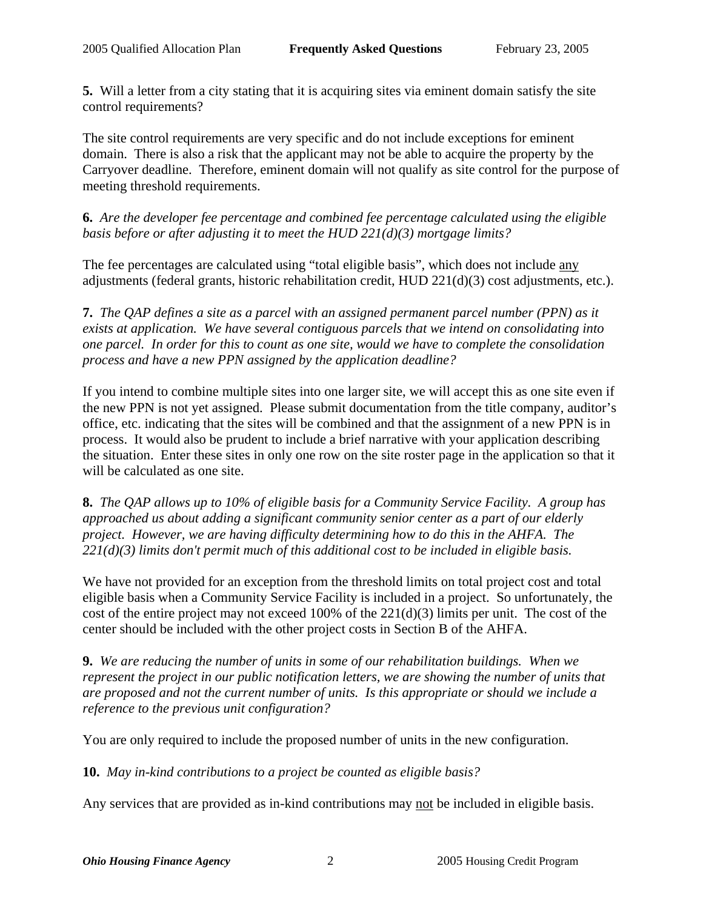**5.** Will a letter from a city stating that it is acquiring sites via eminent domain satisfy the site control requirements?

The site control requirements are very specific and do not include exceptions for eminent domain. There is also a risk that the applicant may not be able to acquire the property by the Carryover deadline. Therefore, eminent domain will not qualify as site control for the purpose of meeting threshold requirements.

**6.** *Are the developer fee percentage and combined fee percentage calculated using the eligible basis before or after adjusting it to meet the HUD 221(d)(3) mortgage limits?*

The fee percentages are calculated using "total eligible basis", which does not include any adjustments (federal grants, historic rehabilitation credit, HUD 221(d)(3) cost adjustments, etc.).

**7.** *The QAP defines a site as a parcel with an assigned permanent parcel number (PPN) as it exists at application. We have several contiguous parcels that we intend on consolidating into one parcel. In order for this to count as one site, would we have to complete the consolidation process and have a new PPN assigned by the application deadline?*

If you intend to combine multiple sites into one larger site, we will accept this as one site even if the new PPN is not yet assigned. Please submit documentation from the title company, auditor's office, etc. indicating that the sites will be combined and that the assignment of a new PPN is in process. It would also be prudent to include a brief narrative with your application describing the situation. Enter these sites in only one row on the site roster page in the application so that it will be calculated as one site.

**8.** *The QAP allows up to 10% of eligible basis for a Community Service Facility. A group has approached us about adding a significant community senior center as a part of our elderly project. However, we are having difficulty determining how to do this in the AHFA. The 221(d)(3) limits don't permit much of this additional cost to be included in eligible basis.*

We have not provided for an exception from the threshold limits on total project cost and total eligible basis when a Community Service Facility is included in a project. So unfortunately, the cost of the entire project may not exceed 100% of the 221(d)(3) limits per unit. The cost of the center should be included with the other project costs in Section B of the AHFA.

**9.** *We are reducing the number of units in some of our rehabilitation buildings. When we represent the project in our public notification letters, we are showing the number of units that are proposed and not the current number of units. Is this appropriate or should we include a reference to the previous unit configuration?*

You are only required to include the proposed number of units in the new configuration.

**10.** *May in-kind contributions to a project be counted as eligible basis?*

Any services that are provided as in-kind contributions may not be included in eligible basis.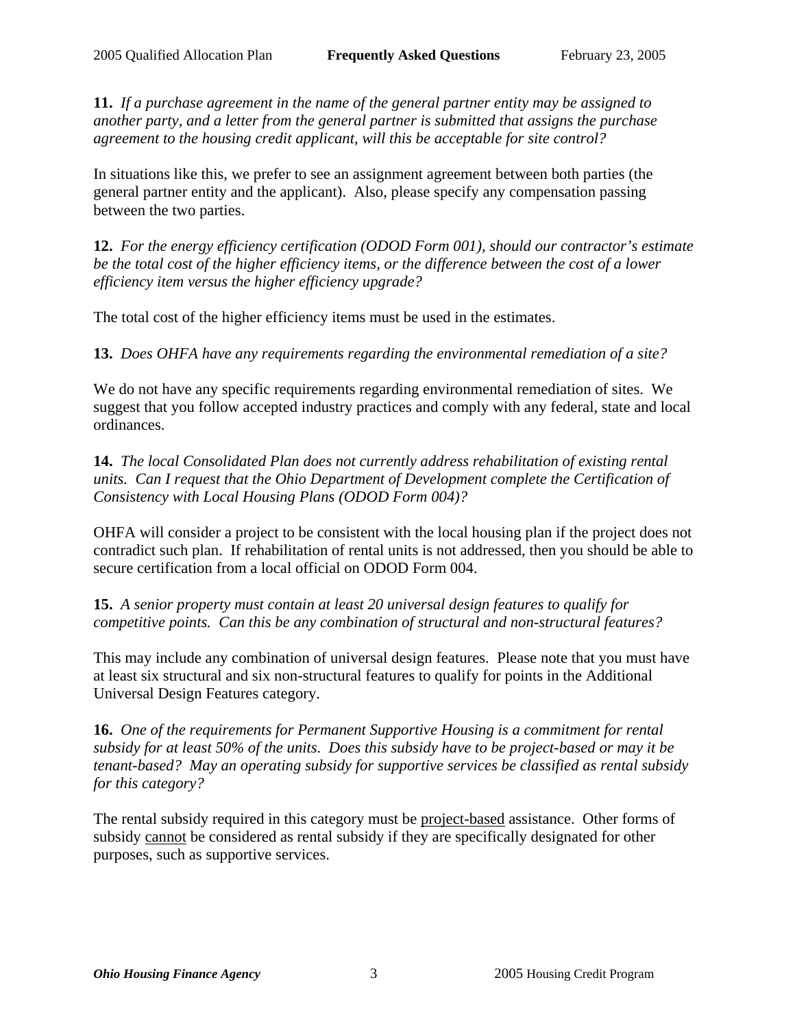**11.** *If a purchase agreement in the name of the general partner entity may be assigned to another party, and a letter from the general partner is submitted that assigns the purchase agreement to the housing credit applicant, will this be acceptable for site control?*

In situations like this, we prefer to see an assignment agreement between both parties (the general partner entity and the applicant). Also, please specify any compensation passing between the two parties.

**12.** *For the energy efficiency certification (ODOD Form 001), should our contractor's estimate be the total cost of the higher efficiency items, or the difference between the cost of a lower efficiency item versus the higher efficiency upgrade?*

The total cost of the higher efficiency items must be used in the estimates.

**13.** *Does OHFA have any requirements regarding the environmental remediation of a site?*

We do not have any specific requirements regarding environmental remediation of sites. We suggest that you follow accepted industry practices and comply with any federal, state and local ordinances.

**14.** *The local Consolidated Plan does not currently address rehabilitation of existing rental units. Can I request that the Ohio Department of Development complete the Certification of Consistency with Local Housing Plans (ODOD Form 004)?*

OHFA will consider a project to be consistent with the local housing plan if the project does not contradict such plan. If rehabilitation of rental units is not addressed, then you should be able to secure certification from a local official on ODOD Form 004.

**15.** *A senior property must contain at least 20 universal design features to qualify for competitive points. Can this be any combination of structural and non-structural features?*

This may include any combination of universal design features. Please note that you must have at least six structural and six non-structural features to qualify for points in the Additional Universal Design Features category.

**16.** *One of the requirements for Permanent Supportive Housing is a commitment for rental subsidy for at least 50% of the units. Does this subsidy have to be project-based or may it be tenant-based? May an operating subsidy for supportive services be classified as rental subsidy for this category?*

The rental subsidy required in this category must be project-based assistance. Other forms of subsidy cannot be considered as rental subsidy if they are specifically designated for other purposes, such as supportive services.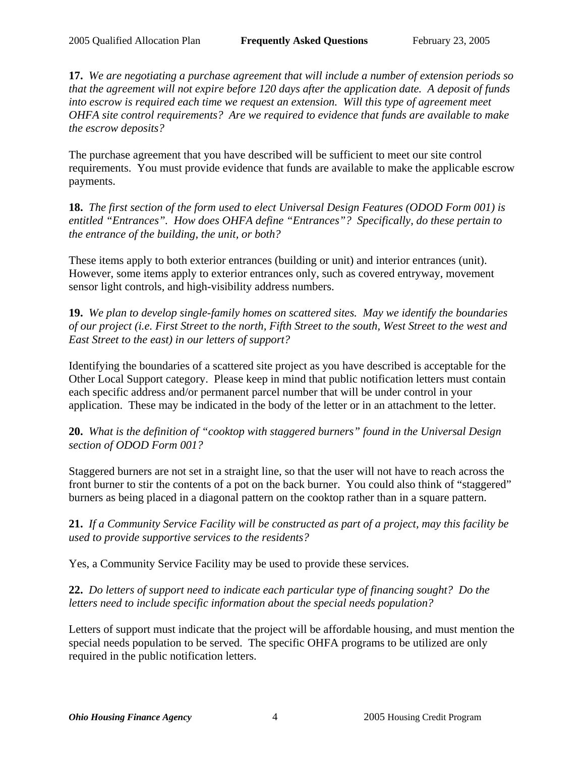**17.** *We are negotiating a purchase agreement that will include a number of extension periods so that the agreement will not expire before 120 days after the application date. A deposit of funds into escrow is required each time we request an extension. Will this type of agreement meet OHFA site control requirements? Are we required to evidence that funds are available to make the escrow deposits?*

The purchase agreement that you have described will be sufficient to meet our site control requirements. You must provide evidence that funds are available to make the applicable escrow payments.

**18.** *The first section of the form used to elect Universal Design Features (ODOD Form 001) is entitled "Entrances". How does OHFA define "Entrances"? Specifically, do these pertain to the entrance of the building, the unit, or both?*

These items apply to both exterior entrances (building or unit) and interior entrances (unit). However, some items apply to exterior entrances only, such as covered entryway, movement sensor light controls, and high-visibility address numbers.

**19.** *We plan to develop single-family homes on scattered sites. May we identify the boundaries of our project (i.e. First Street to the north, Fifth Street to the south, West Street to the west and East Street to the east) in our letters of support?*

Identifying the boundaries of a scattered site project as you have described is acceptable for the Other Local Support category. Please keep in mind that public notification letters must contain each specific address and/or permanent parcel number that will be under control in your application. These may be indicated in the body of the letter or in an attachment to the letter.

**20.** *What is the definition of "cooktop with staggered burners" found in the Universal Design section of ODOD Form 001?*

Staggered burners are not set in a straight line, so that the user will not have to reach across the front burner to stir the contents of a pot on the back burner. You could also think of "staggered" burners as being placed in a diagonal pattern on the cooktop rather than in a square pattern.

**21.** *If a Community Service Facility will be constructed as part of a project, may this facility be used to provide supportive services to the residents?*

Yes, a Community Service Facility may be used to provide these services.

**22.** *Do letters of support need to indicate each particular type of financing sought? Do the letters need to include specific information about the special needs population?*

Letters of support must indicate that the project will be affordable housing, and must mention the special needs population to be served. The specific OHFA programs to be utilized are only required in the public notification letters.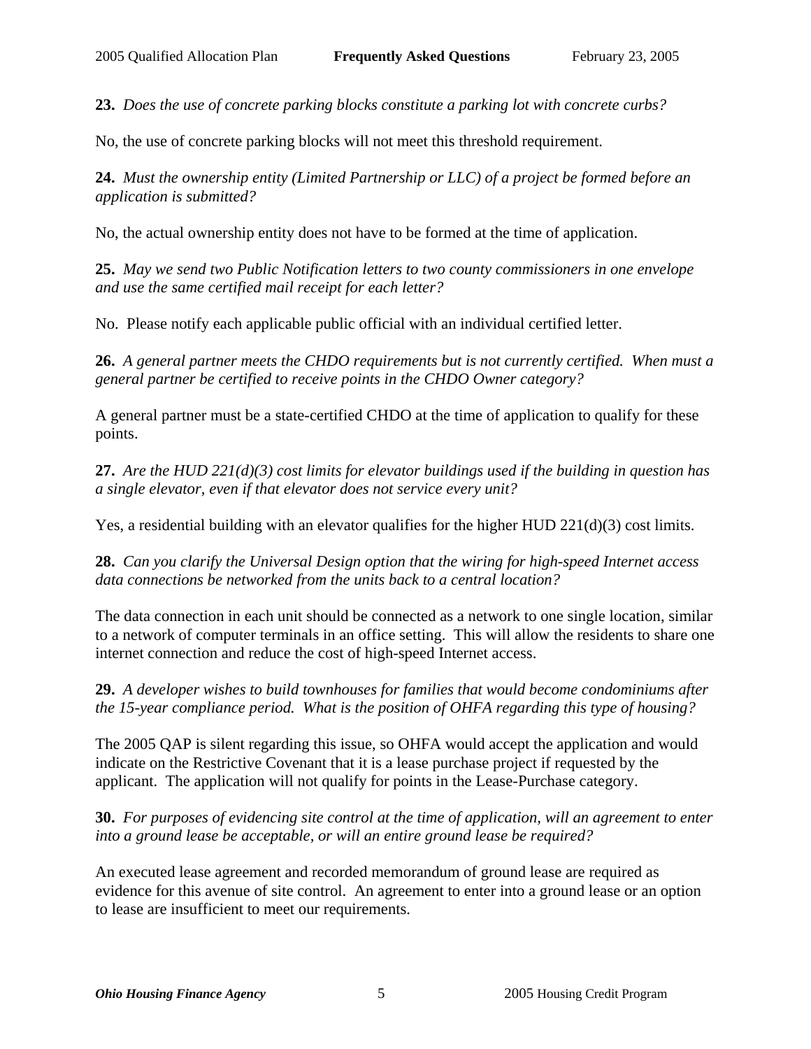**23.** *Does the use of concrete parking blocks constitute a parking lot with concrete curbs?*

No, the use of concrete parking blocks will not meet this threshold requirement.

**24.** *Must the ownership entity (Limited Partnership or LLC) of a project be formed before an application is submitted?*

No, the actual ownership entity does not have to be formed at the time of application.

**25.** *May we send two Public Notification letters to two county commissioners in one envelope and use the same certified mail receipt for each letter?*

No. Please notify each applicable public official with an individual certified letter.

**26.** *A general partner meets the CHDO requirements but is not currently certified. When must a general partner be certified to receive points in the CHDO Owner category?*

A general partner must be a state-certified CHDO at the time of application to qualify for these points.

**27.** *Are the HUD 221(d)(3) cost limits for elevator buildings used if the building in question has a single elevator, even if that elevator does not service every unit?*

Yes, a residential building with an elevator qualifies for the higher HUD 221(d)(3) cost limits.

**28.** *Can you clarify the Universal Design option that the wiring for high-speed Internet access data connections be networked from the units back to a central location?*

The data connection in each unit should be connected as a network to one single location, similar to a network of computer terminals in an office setting. This will allow the residents to share one internet connection and reduce the cost of high-speed Internet access.

**29.** *A developer wishes to build townhouses for families that would become condominiums after the 15-year compliance period. What is the position of OHFA regarding this type of housing?*

The 2005 QAP is silent regarding this issue, so OHFA would accept the application and would indicate on the Restrictive Covenant that it is a lease purchase project if requested by the applicant. The application will not qualify for points in the Lease-Purchase category.

**30.** *For purposes of evidencing site control at the time of application, will an agreement to enter into a ground lease be acceptable, or will an entire ground lease be required?*

An executed lease agreement and recorded memorandum of ground lease are required as evidence for this avenue of site control. An agreement to enter into a ground lease or an option to lease are insufficient to meet our requirements.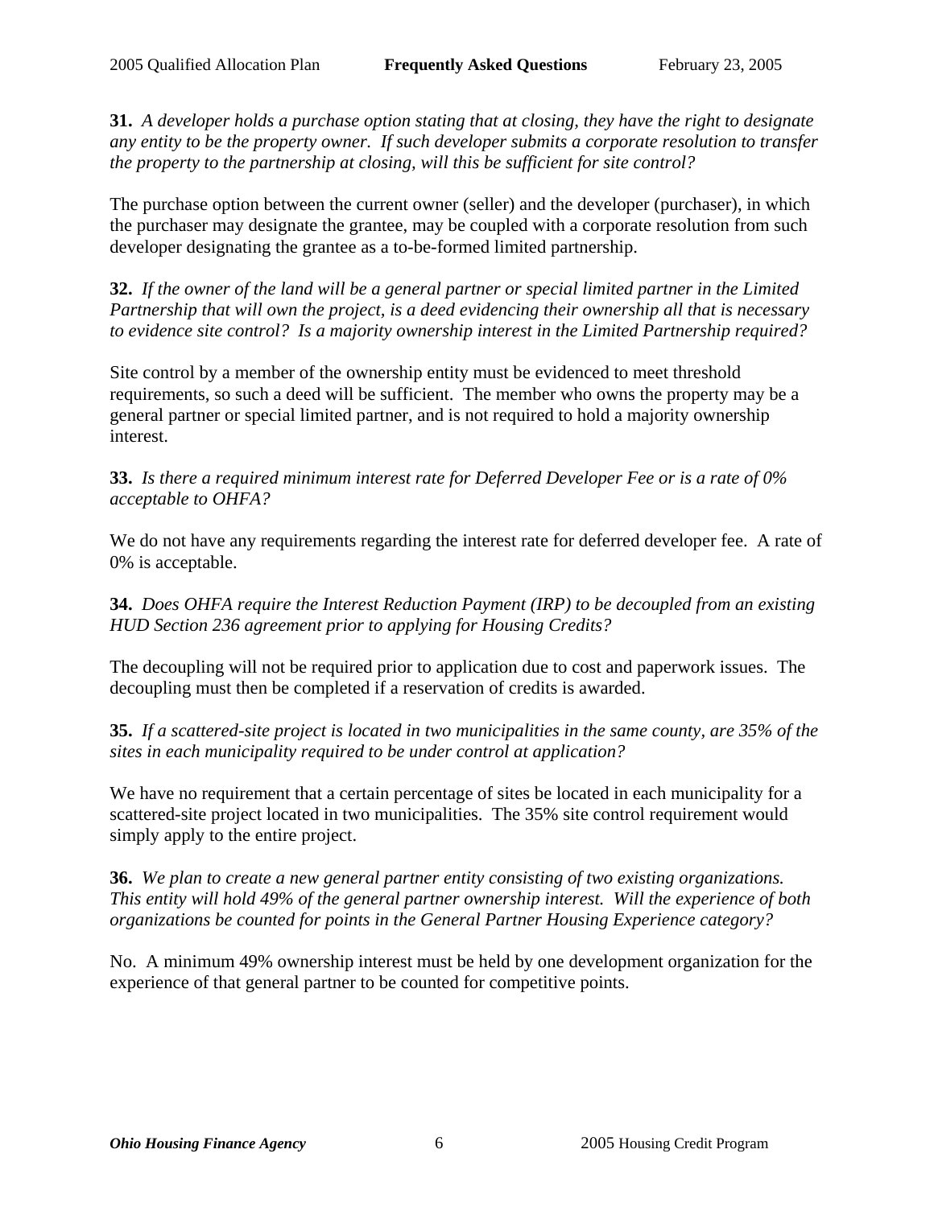**31.** *A developer holds a purchase option stating that at closing, they have the right to designate any entity to be the property owner. If such developer submits a corporate resolution to transfer the property to the partnership at closing, will this be sufficient for site control?*

The purchase option between the current owner (seller) and the developer (purchaser), in which the purchaser may designate the grantee, may be coupled with a corporate resolution from such developer designating the grantee as a to-be-formed limited partnership.

**32.** *If the owner of the land will be a general partner or special limited partner in the Limited Partnership that will own the project, is a deed evidencing their ownership all that is necessary to evidence site control? Is a majority ownership interest in the Limited Partnership required?*

Site control by a member of the ownership entity must be evidenced to meet threshold requirements, so such a deed will be sufficient. The member who owns the property may be a general partner or special limited partner, and is not required to hold a majority ownership interest.

**33.** *Is there a required minimum interest rate for Deferred Developer Fee or is a rate of 0% acceptable to OHFA?*

We do not have any requirements regarding the interest rate for deferred developer fee. A rate of 0% is acceptable.

**34.** *Does OHFA require the Interest Reduction Payment (IRP) to be decoupled from an existing HUD Section 236 agreement prior to applying for Housing Credits?*

The decoupling will not be required prior to application due to cost and paperwork issues. The decoupling must then be completed if a reservation of credits is awarded.

**35.** *If a scattered-site project is located in two municipalities in the same county, are 35% of the sites in each municipality required to be under control at application?*

We have no requirement that a certain percentage of sites be located in each municipality for a scattered-site project located in two municipalities. The 35% site control requirement would simply apply to the entire project.

**36.** *We plan to create a new general partner entity consisting of two existing organizations. This entity will hold 49% of the general partner ownership interest. Will the experience of both organizations be counted for points in the General Partner Housing Experience category?*

No. A minimum 49% ownership interest must be held by one development organization for the experience of that general partner to be counted for competitive points.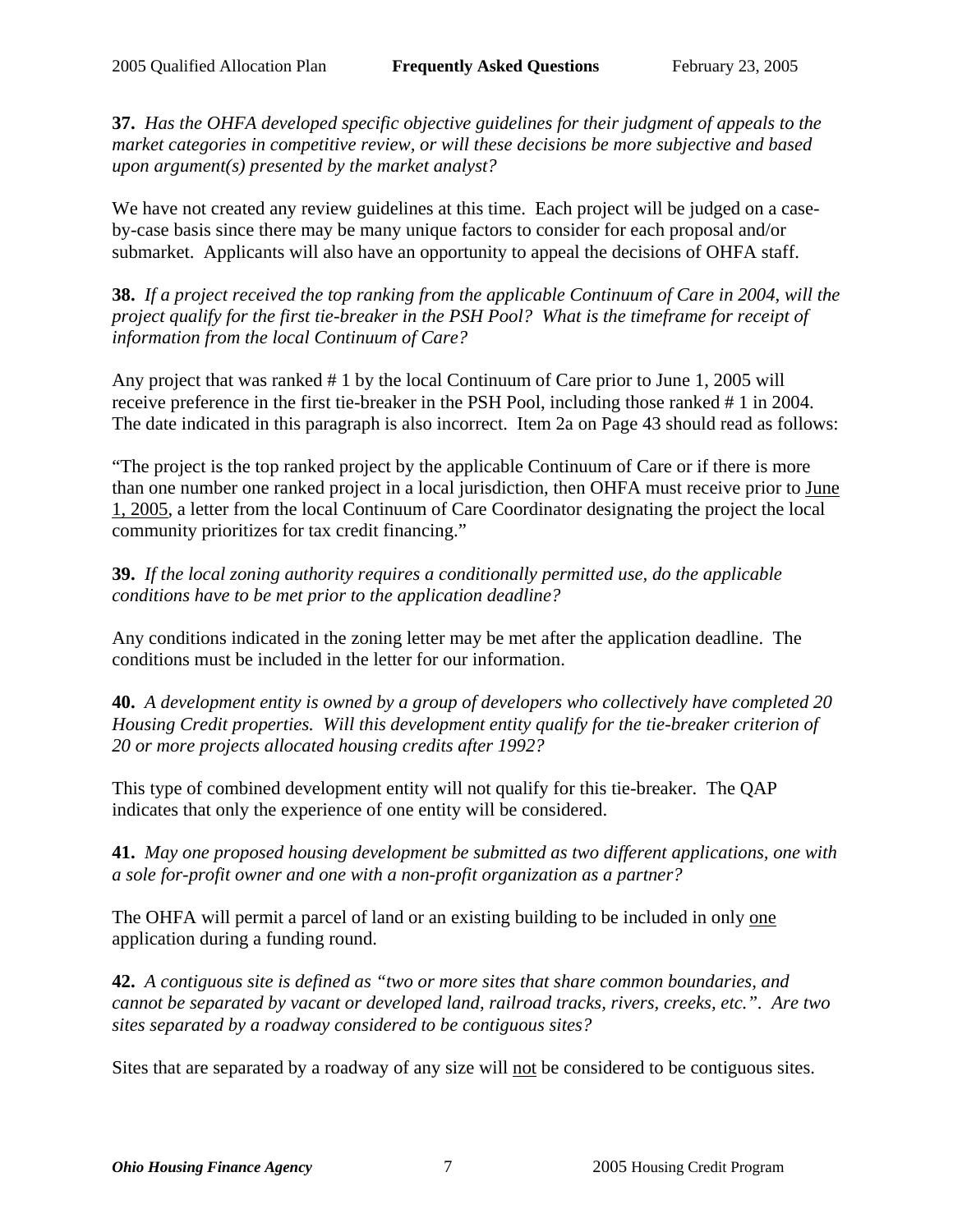**37.** *Has the OHFA developed specific objective guidelines for their judgment of appeals to the market categories in competitive review, or will these decisions be more subjective and based upon argument(s) presented by the market analyst?*

We have not created any review guidelines at this time. Each project will be judged on a case-by-case basis since there may be many unique factors to consider for each proposal and/or submarket. Applicants will also have an opportunity to appeal the decisions of OHFA staff.

**38.** *If a project received the top ranking from the applicable Continuum of Care in 2004, will the project qualify for the first tie-breaker in the PSH Pool? What is the timeframe for receipt of information from the local Continuum of Care?*

Any project that was ranked # 1 by the local Continuum of Care prior to June 1, 2005 will receive preference in the first tie-breaker in the PSH Pool, including those ranked # 1 in 2004. The date indicated in this paragraph is also incorrect. Item 2a on Page 43 should read as follows:

"The project is the top ranked project by the applicable Continuum of Care or if there is more than one number one ranked project in a local jurisdiction, then OHFA must receive prior to <u>June 1, 2005</u>, a letter from the local Continuum of Care Coordinator designating the project the local community prioritizes for tax credit financing."

**39.** *If the local zoning authority requires a conditionally permitted use, do the applicable conditions have to be met prior to the application deadline?*

Any conditions indicated in the zoning letter may be met after the application deadline. The conditions must be included in the letter for our information.

**40.** *A development entity is owned by a group of developers who collectively have completed 20 Housing Credit properties. Will this development entity qualify for the tie-breaker criterion of 20 or more projects allocated housing credits after 1992?*

This type of combined development entity will not qualify for this tie-breaker. The QAP indicates that only the experience of one entity will be considered.

**41.** *May one proposed housing development be submitted as two different applications, one with a sole for-profit owner and one with a non-profit organization as a partner?*

The OHFA will permit a parcel of land or an existing building to be included in only <u>one</u> application during a funding round.

**42.** *A contiguous site is defined as "two or more sites that share common boundaries, and cannot be separated by vacant or developed land, railroad tracks, rivers, creeks, etc.". Are two sites separated by a roadway considered to be contiguous sites?*

Sites that are separated by a roadway of any size will <u>not</u> be considered to be contiguous sites.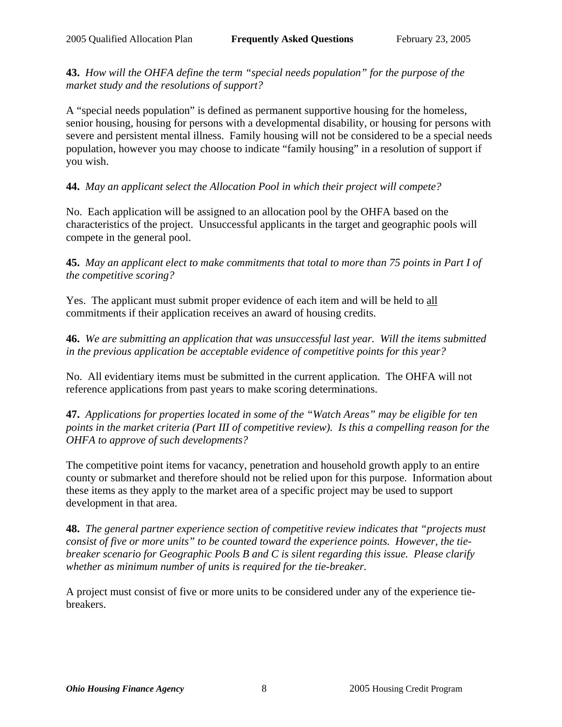**43.** *How will the OHFA define the term "special needs population" for the purpose of the market study and the resolutions of support?*

A "special needs population" is defined as permanent supportive housing for the homeless, senior housing, housing for persons with a developmental disability, or housing for persons with severe and persistent mental illness. Family housing will not be considered to be a special needs population, however you may choose to indicate "family housing" in a resolution of support if you wish.

**44.** *May an applicant select the Allocation Pool in which their project will compete?*

No. Each application will be assigned to an allocation pool by the OHFA based on the characteristics of the project. Unsuccessful applicants in the target and geographic pools will compete in the general pool.

**45.** *May an applicant elect to make commitments that total to more than 75 points in Part I of the competitive scoring?*

Yes. The applicant must submit proper evidence of each item and will be held to <u>all</u> commitments if their application receives an award of housing credits.

**46.** *We are submitting an application that was unsuccessful last year. Will the items submitted in the previous application be acceptable evidence of competitive points for this year?*

No. All evidentiary items must be submitted in the current application. The OHFA will not reference applications from past years to make scoring determinations.

**47.** *Applications for properties located in some of the "Watch Areas" may be eligible for ten points in the market criteria (Part III of competitive review). Is this a compelling reason for the OHFA to approve of such developments?*

The competitive point items for vacancy, penetration and household growth apply to an entire county or submarket and therefore should not be relied upon for this purpose. Information about these items as they apply to the market area of a specific project may be used to support development in that area.

**48.** *The general partner experience section of competitive review indicates that "projects must consist of five or more units" to be counted toward the experience points. However, the tie-breaker scenario for Geographic Pools B and C is silent regarding this issue. Please clarify whether as minimum number of units is required for the tie-breaker.*

A project must consist of five or more units to be considered under any of the experience tie-breakers.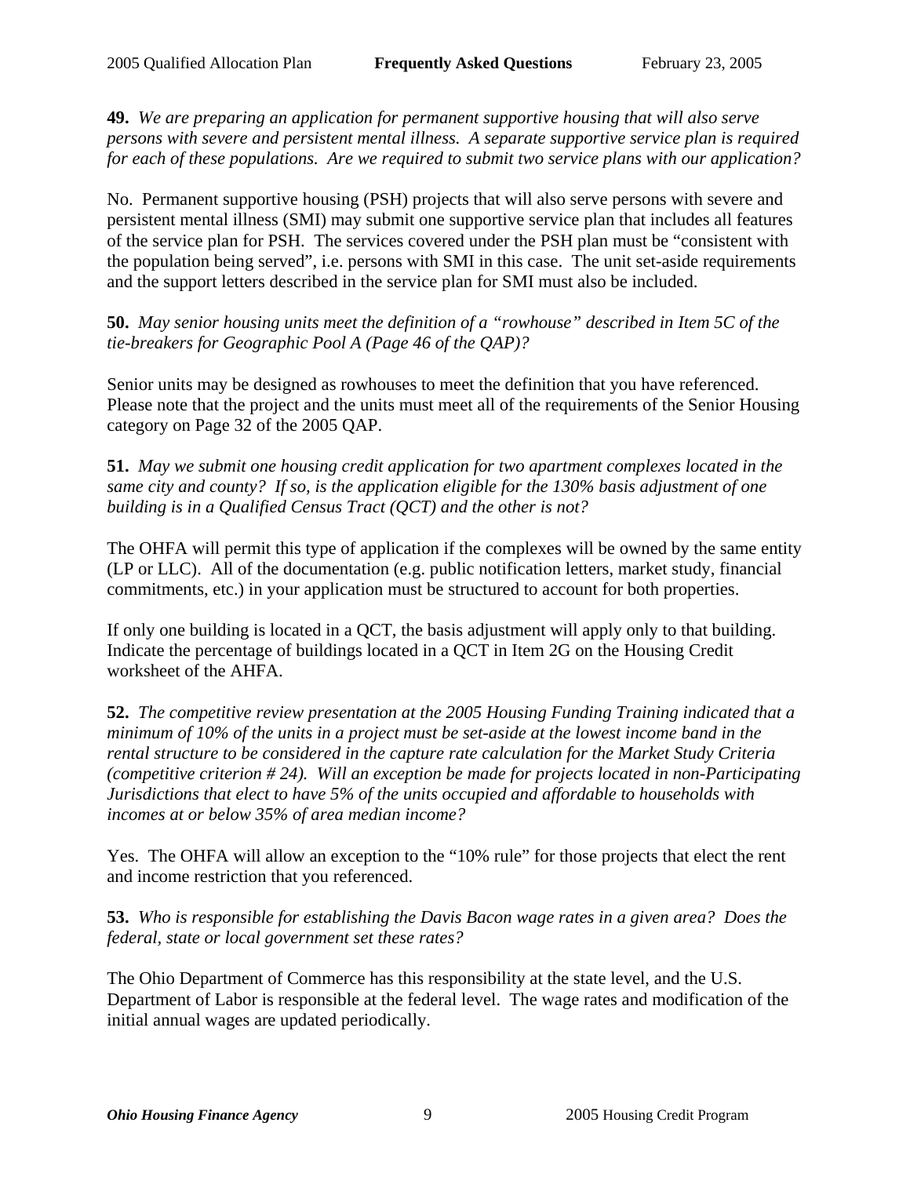**49.** *We are preparing an application for permanent supportive housing that will also serve persons with severe and persistent mental illness. A separate supportive service plan is required for each of these populations. Are we required to submit two service plans with our application?*

No. Permanent supportive housing (PSH) projects that will also serve persons with severe and persistent mental illness (SMI) may submit one supportive service plan that includes all features of the service plan for PSH. The services covered under the PSH plan must be "consistent with the population being served", i.e. persons with SMI in this case. The unit set-aside requirements and the support letters described in the service plan for SMI must also be included.

**50.** *May senior housing units meet the definition of a "rowhouse" described in Item 5C of the tie-breakers for Geographic Pool A (Page 46 of the QAP)?*

Senior units may be designed as rowhouses to meet the definition that you have referenced. Please note that the project and the units must meet all of the requirements of the Senior Housing category on Page 32 of the 2005 QAP.

**51.** *May we submit one housing credit application for two apartment complexes located in the same city and county? If so, is the application eligible for the 130% basis adjustment of one building is in a Qualified Census Tract (QCT) and the other is not?*

The OHFA will permit this type of application if the complexes will be owned by the same entity (LP or LLC). All of the documentation (e.g. public notification letters, market study, financial commitments, etc.) in your application must be structured to account for both properties.

If only one building is located in a QCT, the basis adjustment will apply only to that building. Indicate the percentage of buildings located in a QCT in Item 2G on the Housing Credit worksheet of the AHFA.

**52.** *The competitive review presentation at the 2005 Housing Funding Training indicated that a minimum of 10% of the units in a project must be set-aside at the lowest income band in the rental structure to be considered in the capture rate calculation for the Market Study Criteria (competitive criterion # 24). Will an exception be made for projects located in non-Participating Jurisdictions that elect to have 5% of the units occupied and affordable to households with incomes at or below 35% of area median income?*

Yes. The OHFA will allow an exception to the "10% rule" for those projects that elect the rent and income restriction that you referenced.

**53.** *Who is responsible for establishing the Davis Bacon wage rates in a given area? Does the federal, state or local government set these rates?*

The Ohio Department of Commerce has this responsibility at the state level, and the U.S. Department of Labor is responsible at the federal level. The wage rates and modification of the initial annual wages are updated periodically.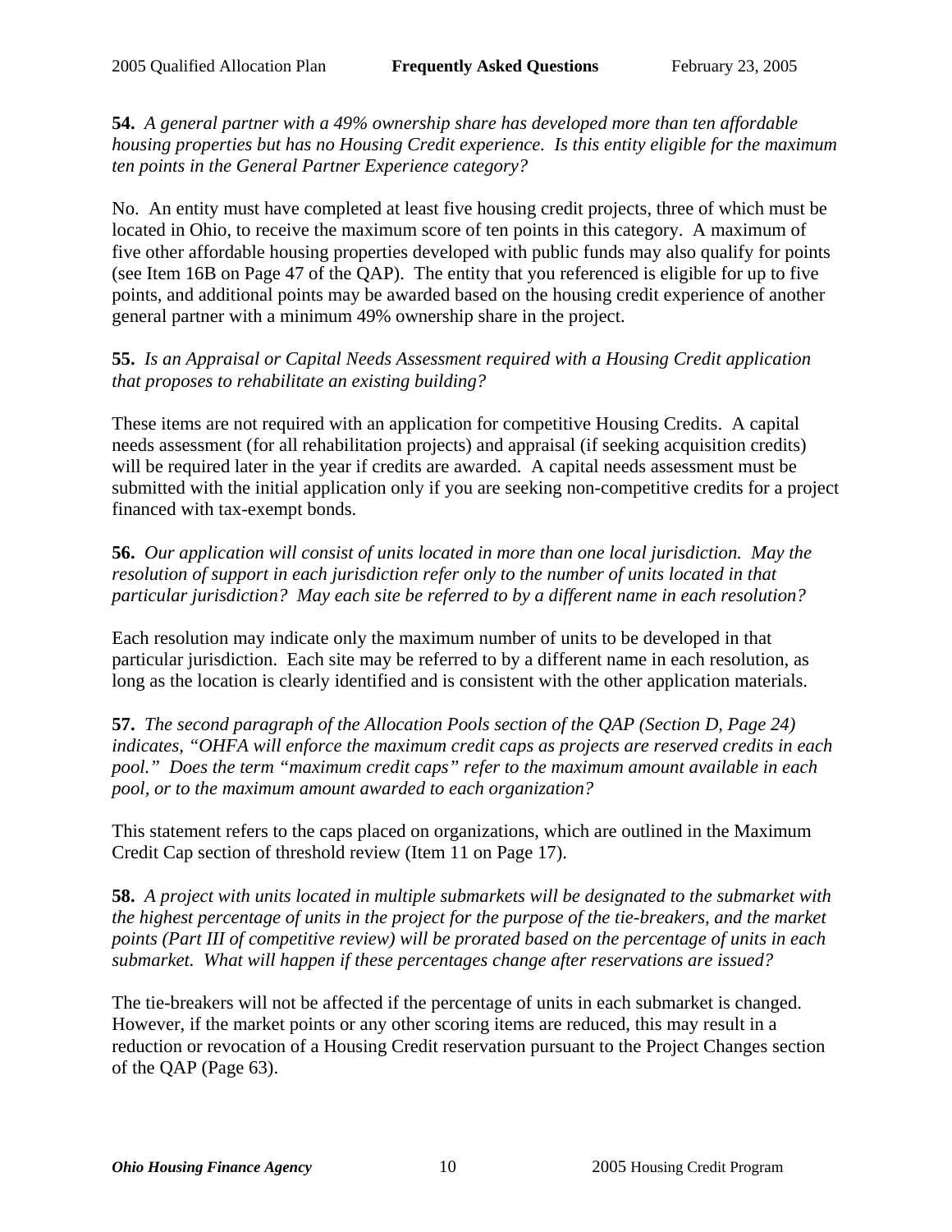**54.** *A general partner with a 49% ownership share has developed more than ten affordable housing properties but has no Housing Credit experience. Is this entity eligible for the maximum ten points in the General Partner Experience category?*

No. An entity must have completed at least five housing credit projects, three of which must be located in Ohio, to receive the maximum score of ten points in this category. A maximum of five other affordable housing properties developed with public funds may also qualify for points (see Item 16B on Page 47 of the QAP). The entity that you referenced is eligible for up to five points, and additional points may be awarded based on the housing credit experience of another general partner with a minimum 49% ownership share in the project.

**55.** *Is an Appraisal or Capital Needs Assessment required with a Housing Credit application that proposes to rehabilitate an existing building?*

These items are not required with an application for competitive Housing Credits. A capital needs assessment (for all rehabilitation projects) and appraisal (if seeking acquisition credits) will be required later in the year if credits are awarded. A capital needs assessment must be submitted with the initial application only if you are seeking non-competitive credits for a project financed with tax-exempt bonds.

**56.** *Our application will consist of units located in more than one local jurisdiction. May the resolution of support in each jurisdiction refer only to the number of units located in that particular jurisdiction? May each site be referred to by a different name in each resolution?*

Each resolution may indicate only the maximum number of units to be developed in that particular jurisdiction. Each site may be referred to by a different name in each resolution, as long as the location is clearly identified and is consistent with the other application materials.

**57.** *The second paragraph of the Allocation Pools section of the QAP (Section D, Page 24) indicates, "OHFA will enforce the maximum credit caps as projects are reserved credits in each pool." Does the term "maximum credit caps" refer to the maximum amount available in each pool, or to the maximum amount awarded to each organization?*

This statement refers to the caps placed on organizations, which are outlined in the Maximum Credit Cap section of threshold review (Item 11 on Page 17).

**58.** *A project with units located in multiple submarkets will be designated to the submarket with the highest percentage of units in the project for the purpose of the tie-breakers, and the market points (Part III of competitive review) will be prorated based on the percentage of units in each submarket. What will happen if these percentages change after reservations are issued?*

The tie-breakers will not be affected if the percentage of units in each submarket is changed. However, if the market points or any other scoring items are reduced, this may result in a reduction or revocation of a Housing Credit reservation pursuant to the Project Changes section of the QAP (Page 63).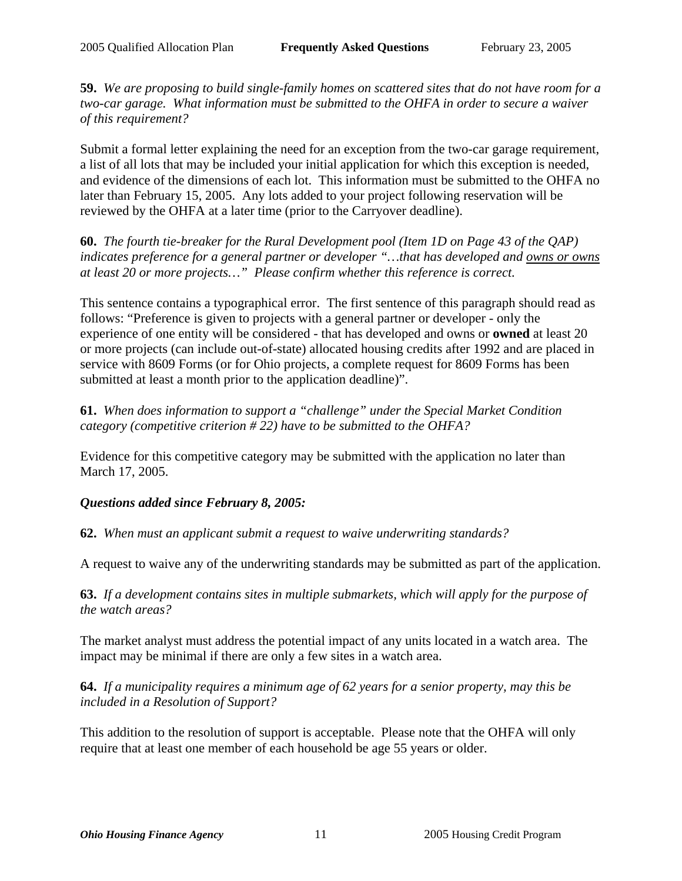**59.** *We are proposing to build single-family homes on scattered sites that do not have room for a two-car garage. What information must be submitted to the OHFA in order to secure a waiver of this requirement?*

Submit a formal letter explaining the need for an exception from the two-car garage requirement, a list of all lots that may be included your initial application for which this exception is needed, and evidence of the dimensions of each lot. This information must be submitted to the OHFA no later than February 15, 2005. Any lots added to your project following reservation will be reviewed by the OHFA at a later time (prior to the Carryover deadline).

**60.** *The fourth tie-breaker for the Rural Development pool (Item 1D on Page 43 of the QAP) indicates preference for a general partner or developer "…that has developed and <u>owns or owns</u> at least 20 or more projects…" Please confirm whether this reference is correct.*

This sentence contains a typographical error. The first sentence of this paragraph should read as follows: "Preference is given to projects with a general partner or developer - only the experience of one entity will be considered - that has developed and owns or **owned** at least 20 or more projects (can include out-of-state) allocated housing credits after 1992 and are placed in service with 8609 Forms (or for Ohio projects, a complete request for 8609 Forms has been submitted at least a month prior to the application deadline)".

**61.** *When does information to support a "challenge" under the Special Market Condition category (competitive criterion # 22) have to be submitted to the OHFA?*

Evidence for this competitive category may be submitted with the application no later than March 17, 2005.

***Questions added since February 8, 2005:***

**62.** *When must an applicant submit a request to waive underwriting standards?*

A request to waive any of the underwriting standards may be submitted as part of the application.

**63.** *If a development contains sites in multiple submarkets, which will apply for the purpose of the watch areas?*

The market analyst must address the potential impact of any units located in a watch area. The impact may be minimal if there are only a few sites in a watch area.

**64.** *If a municipality requires a minimum age of 62 years for a senior property, may this be included in a Resolution of Support?*

This addition to the resolution of support is acceptable. Please note that the OHFA will only require that at least one member of each household be age 55 years or older.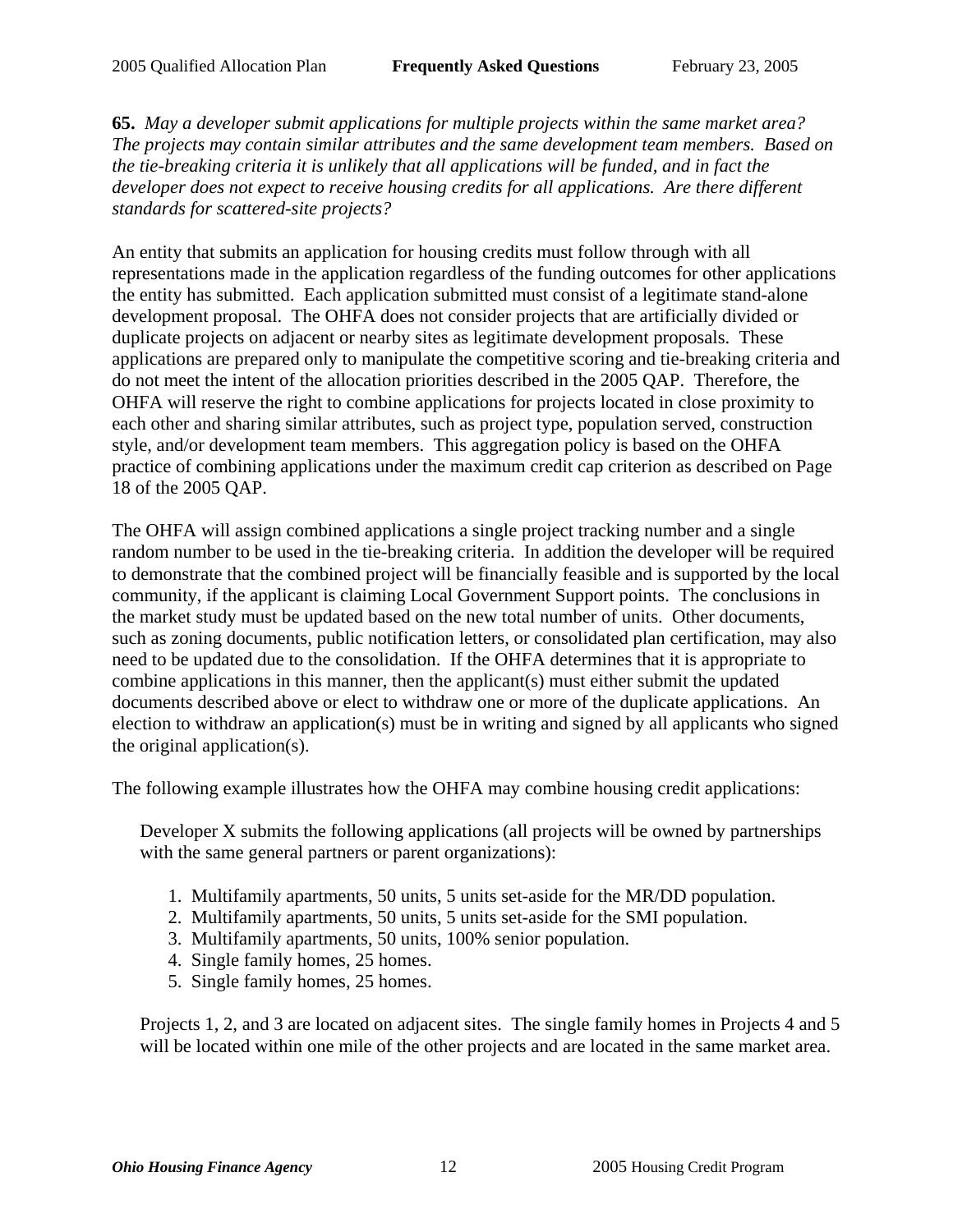**65.** *May a developer submit applications for multiple projects within the same market area? The projects may contain similar attributes and the same development team members. Based on the tie-breaking criteria it is unlikely that all applications will be funded, and in fact the developer does not expect to receive housing credits for all applications. Are there different standards for scattered-site projects?*

An entity that submits an application for housing credits must follow through with all representations made in the application regardless of the funding outcomes for other applications the entity has submitted. Each application submitted must consist of a legitimate stand-alone development proposal. The OHFA does not consider projects that are artificially divided or duplicate projects on adjacent or nearby sites as legitimate development proposals. These applications are prepared only to manipulate the competitive scoring and tie-breaking criteria and do not meet the intent of the allocation priorities described in the 2005 QAP. Therefore, the OHFA will reserve the right to combine applications for projects located in close proximity to each other and sharing similar attributes, such as project type, population served, construction style, and/or development team members. This aggregation policy is based on the OHFA practice of combining applications under the maximum credit cap criterion as described on Page 18 of the 2005 QAP.

The OHFA will assign combined applications a single project tracking number and a single random number to be used in the tie-breaking criteria. In addition the developer will be required to demonstrate that the combined project will be financially feasible and is supported by the local community, if the applicant is claiming Local Government Support points. The conclusions in the market study must be updated based on the new total number of units. Other documents, such as zoning documents, public notification letters, or consolidated plan certification, may also need to be updated due to the consolidation. If the OHFA determines that it is appropriate to combine applications in this manner, then the applicant(s) must either submit the updated documents described above or elect to withdraw one or more of the duplicate applications. An election to withdraw an application(s) must be in writing and signed by all applicants who signed the original application(s).

The following example illustrates how the OHFA may combine housing credit applications:

> Developer X submits the following applications (all projects will be owned by partnerships with the same general partners or parent organizations):
>
> 1. Multifamily apartments, 50 units, 5 units set-aside for the MR/DD population.
> 2. Multifamily apartments, 50 units, 5 units set-aside for the SMI population.
> 3. Multifamily apartments, 50 units, 100% senior population.
> 4. Single family homes, 25 homes.
> 5. Single family homes, 25 homes.
>
> Projects 1, 2, and 3 are located on adjacent sites. The single family homes in Projects 4 and 5 will be located within one mile of the other projects and are located in the same market area.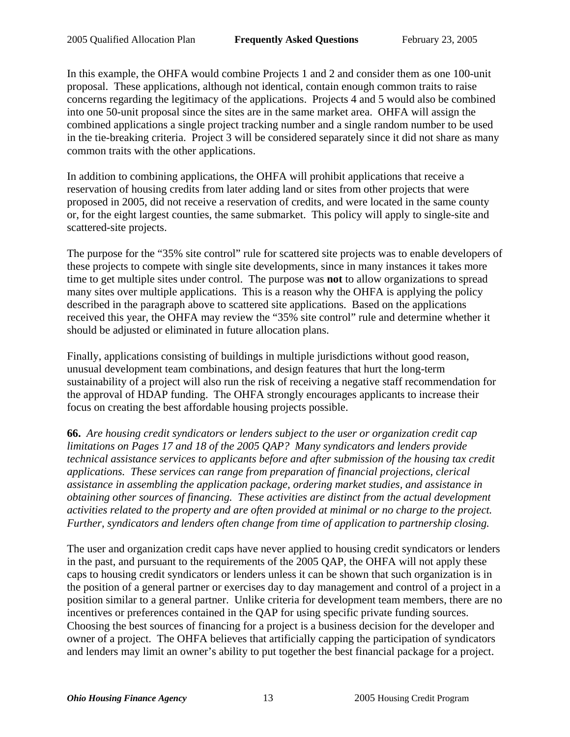In this example, the OHFA would combine Projects 1 and 2 and consider them as one 100-unit proposal. These applications, although not identical, contain enough common traits to raise concerns regarding the legitimacy of the applications. Projects 4 and 5 would also be combined into one 50-unit proposal since the sites are in the same market area. OHFA will assign the combined applications a single project tracking number and a single random number to be used in the tie-breaking criteria. Project 3 will be considered separately since it did not share as many common traits with the other applications.

In addition to combining applications, the OHFA will prohibit applications that receive a reservation of housing credits from later adding land or sites from other projects that were proposed in 2005, did not receive a reservation of credits, and were located in the same county or, for the eight largest counties, the same submarket. This policy will apply to single-site and scattered-site projects.

The purpose for the "35% site control" rule for scattered site projects was to enable developers of these projects to compete with single site developments, since in many instances it takes more time to get multiple sites under control. The purpose was **not** to allow organizations to spread many sites over multiple applications. This is a reason why the OHFA is applying the policy described in the paragraph above to scattered site applications. Based on the applications received this year, the OHFA may review the "35% site control" rule and determine whether it should be adjusted or eliminated in future allocation plans.

Finally, applications consisting of buildings in multiple jurisdictions without good reason, unusual development team combinations, and design features that hurt the long-term sustainability of a project will also run the risk of receiving a negative staff recommendation for the approval of HDAP funding. The OHFA strongly encourages applicants to increase their focus on creating the best affordable housing projects possible.

**66.** *Are housing credit syndicators or lenders subject to the user or organization credit cap limitations on Pages 17 and 18 of the 2005 QAP? Many syndicators and lenders provide technical assistance services to applicants before and after submission of the housing tax credit applications. These services can range from preparation of financial projections, clerical assistance in assembling the application package, ordering market studies, and assistance in obtaining other sources of financing. These activities are distinct from the actual development activities related to the property and are often provided at minimal or no charge to the project. Further, syndicators and lenders often change from time of application to partnership closing.*

The user and organization credit caps have never applied to housing credit syndicators or lenders in the past, and pursuant to the requirements of the 2005 QAP, the OHFA will not apply these caps to housing credit syndicators or lenders unless it can be shown that such organization is in the position of a general partner or exercises day to day management and control of a project in a position similar to a general partner. Unlike criteria for development team members, there are no incentives or preferences contained in the QAP for using specific private funding sources. Choosing the best sources of financing for a project is a business decision for the developer and owner of a project. The OHFA believes that artificially capping the participation of syndicators and lenders may limit an owner's ability to put together the best financial package for a project.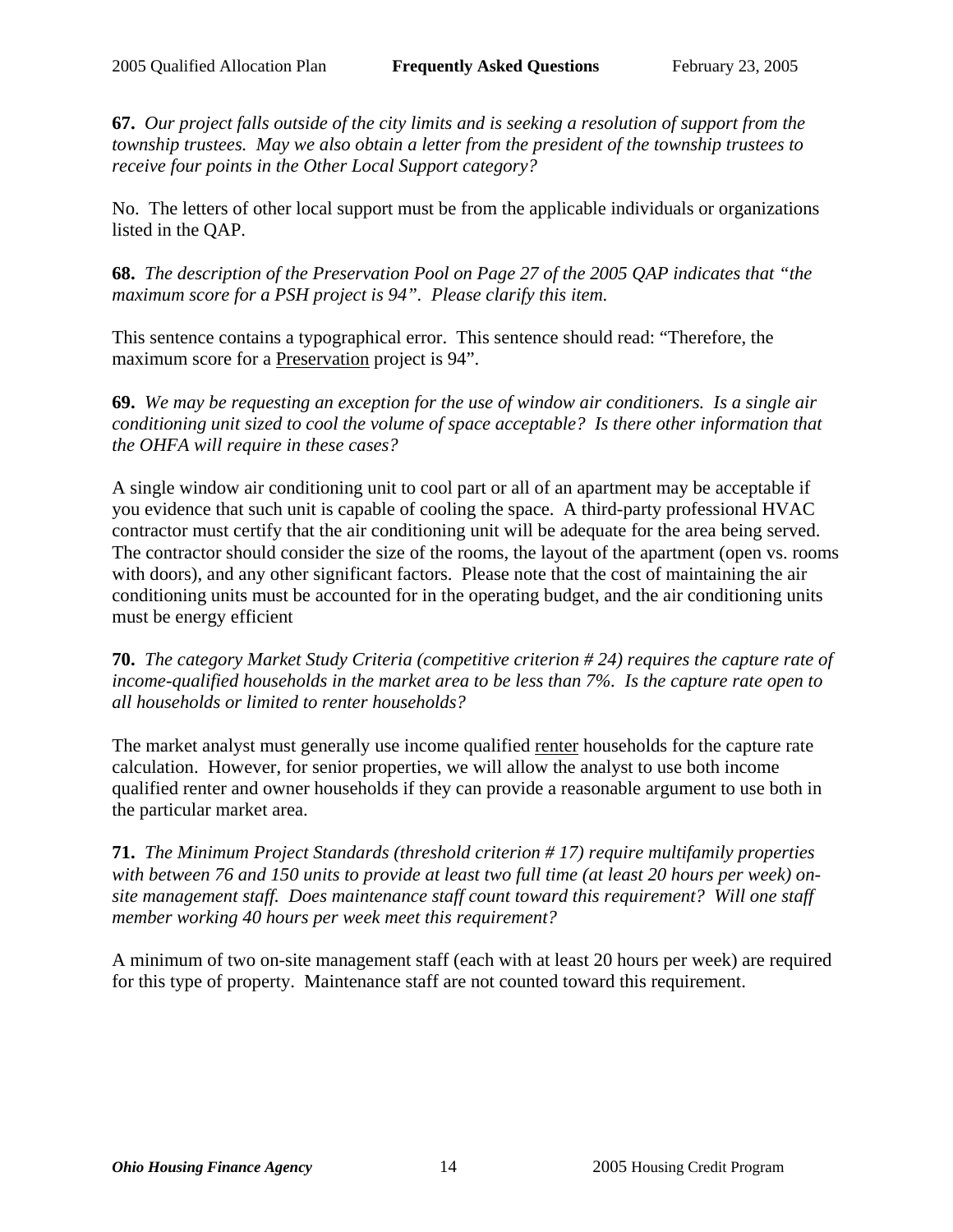**67.** *Our project falls outside of the city limits and is seeking a resolution of support from the township trustees. May we also obtain a letter from the president of the township trustees to receive four points in the Other Local Support category?*

No. The letters of other local support must be from the applicable individuals or organizations listed in the QAP.

**68.** *The description of the Preservation Pool on Page 27 of the 2005 QAP indicates that "the maximum score for a PSH project is 94". Please clarify this item.*

This sentence contains a typographical error. This sentence should read: "Therefore, the maximum score for a Preservation project is 94".

**69.** *We may be requesting an exception for the use of window air conditioners. Is a single air conditioning unit sized to cool the volume of space acceptable? Is there other information that the OHFA will require in these cases?*

A single window air conditioning unit to cool part or all of an apartment may be acceptable if you evidence that such unit is capable of cooling the space. A third-party professional HVAC contractor must certify that the air conditioning unit will be adequate for the area being served. The contractor should consider the size of the rooms, the layout of the apartment (open vs. rooms with doors), and any other significant factors. Please note that the cost of maintaining the air conditioning units must be accounted for in the operating budget, and the air conditioning units must be energy efficient

**70.** *The category Market Study Criteria (competitive criterion # 24) requires the capture rate of income-qualified households in the market area to be less than 7%. Is the capture rate open to all households or limited to renter households?*

The market analyst must generally use income qualified renter households for the capture rate calculation. However, for senior properties, we will allow the analyst to use both income qualified renter and owner households if they can provide a reasonable argument to use both in the particular market area.

**71.** *The Minimum Project Standards (threshold criterion # 17) require multifamily properties with between 76 and 150 units to provide at least two full time (at least 20 hours per week) on-site management staff. Does maintenance staff count toward this requirement? Will one staff member working 40 hours per week meet this requirement?*

A minimum of two on-site management staff (each with at least 20 hours per week) are required for this type of property. Maintenance staff are not counted toward this requirement.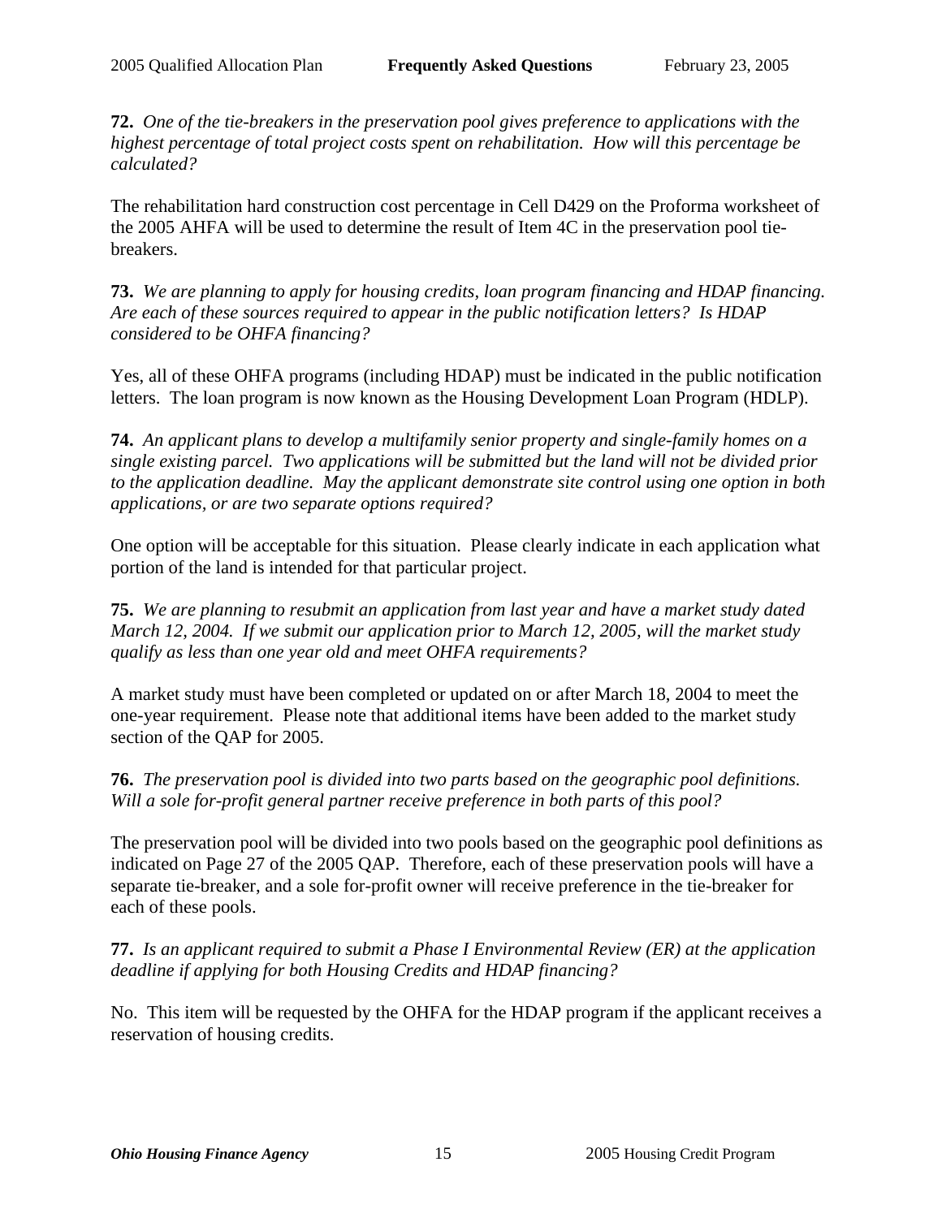**72.** *One of the tie-breakers in the preservation pool gives preference to applications with the highest percentage of total project costs spent on rehabilitation. How will this percentage be calculated?*

The rehabilitation hard construction cost percentage in Cell D429 on the Proforma worksheet of the 2005 AHFA will be used to determine the result of Item 4C in the preservation pool tie-breakers.

**73.** *We are planning to apply for housing credits, loan program financing and HDAP financing. Are each of these sources required to appear in the public notification letters? Is HDAP considered to be OHFA financing?*

Yes, all of these OHFA programs (including HDAP) must be indicated in the public notification letters. The loan program is now known as the Housing Development Loan Program (HDLP).

**74.** *An applicant plans to develop a multifamily senior property and single-family homes on a single existing parcel. Two applications will be submitted but the land will not be divided prior to the application deadline. May the applicant demonstrate site control using one option in both applications, or are two separate options required?*

One option will be acceptable for this situation. Please clearly indicate in each application what portion of the land is intended for that particular project.

**75.** *We are planning to resubmit an application from last year and have a market study dated March 12, 2004. If we submit our application prior to March 12, 2005, will the market study qualify as less than one year old and meet OHFA requirements?*

A market study must have been completed or updated on or after March 18, 2004 to meet the one-year requirement. Please note that additional items have been added to the market study section of the QAP for 2005.

**76.** *The preservation pool is divided into two parts based on the geographic pool definitions. Will a sole for-profit general partner receive preference in both parts of this pool?*

The preservation pool will be divided into two pools based on the geographic pool definitions as indicated on Page 27 of the 2005 QAP. Therefore, each of these preservation pools will have a separate tie-breaker, and a sole for-profit owner will receive preference in the tie-breaker for each of these pools.

**77.** *Is an applicant required to submit a Phase I Environmental Review (ER) at the application deadline if applying for both Housing Credits and HDAP financing?*

No. This item will be requested by the OHFA for the HDAP program if the applicant receives a reservation of housing credits.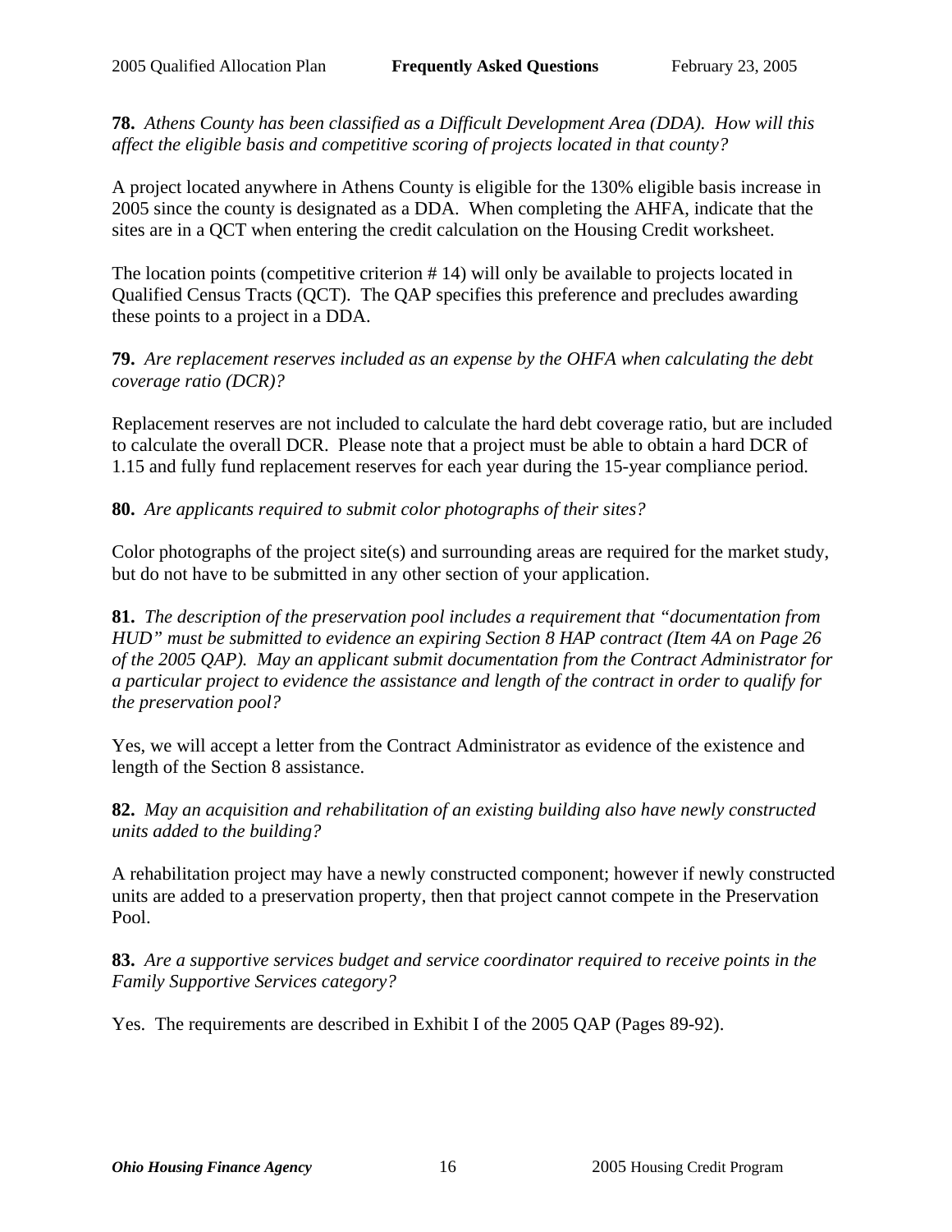**78.** *Athens County has been classified as a Difficult Development Area (DDA). How will this affect the eligible basis and competitive scoring of projects located in that county?*

A project located anywhere in Athens County is eligible for the 130% eligible basis increase in 2005 since the county is designated as a DDA. When completing the AHFA, indicate that the sites are in a QCT when entering the credit calculation on the Housing Credit worksheet.

The location points (competitive criterion # 14) will only be available to projects located in Qualified Census Tracts (QCT). The QAP specifies this preference and precludes awarding these points to a project in a DDA.

**79.** *Are replacement reserves included as an expense by the OHFA when calculating the debt coverage ratio (DCR)?*

Replacement reserves are not included to calculate the hard debt coverage ratio, but are included to calculate the overall DCR. Please note that a project must be able to obtain a hard DCR of 1.15 and fully fund replacement reserves for each year during the 15-year compliance period.

**80.** *Are applicants required to submit color photographs of their sites?*

Color photographs of the project site(s) and surrounding areas are required for the market study, but do not have to be submitted in any other section of your application.

**81.** *The description of the preservation pool includes a requirement that "documentation from HUD" must be submitted to evidence an expiring Section 8 HAP contract (Item 4A on Page 26 of the 2005 QAP). May an applicant submit documentation from the Contract Administrator for a particular project to evidence the assistance and length of the contract in order to qualify for the preservation pool?*

Yes, we will accept a letter from the Contract Administrator as evidence of the existence and length of the Section 8 assistance.

**82.** *May an acquisition and rehabilitation of an existing building also have newly constructed units added to the building?*

A rehabilitation project may have a newly constructed component; however if newly constructed units are added to a preservation property, then that project cannot compete in the Preservation Pool.

**83.** *Are a supportive services budget and service coordinator required to receive points in the Family Supportive Services category?*

Yes. The requirements are described in Exhibit I of the 2005 QAP (Pages 89-92).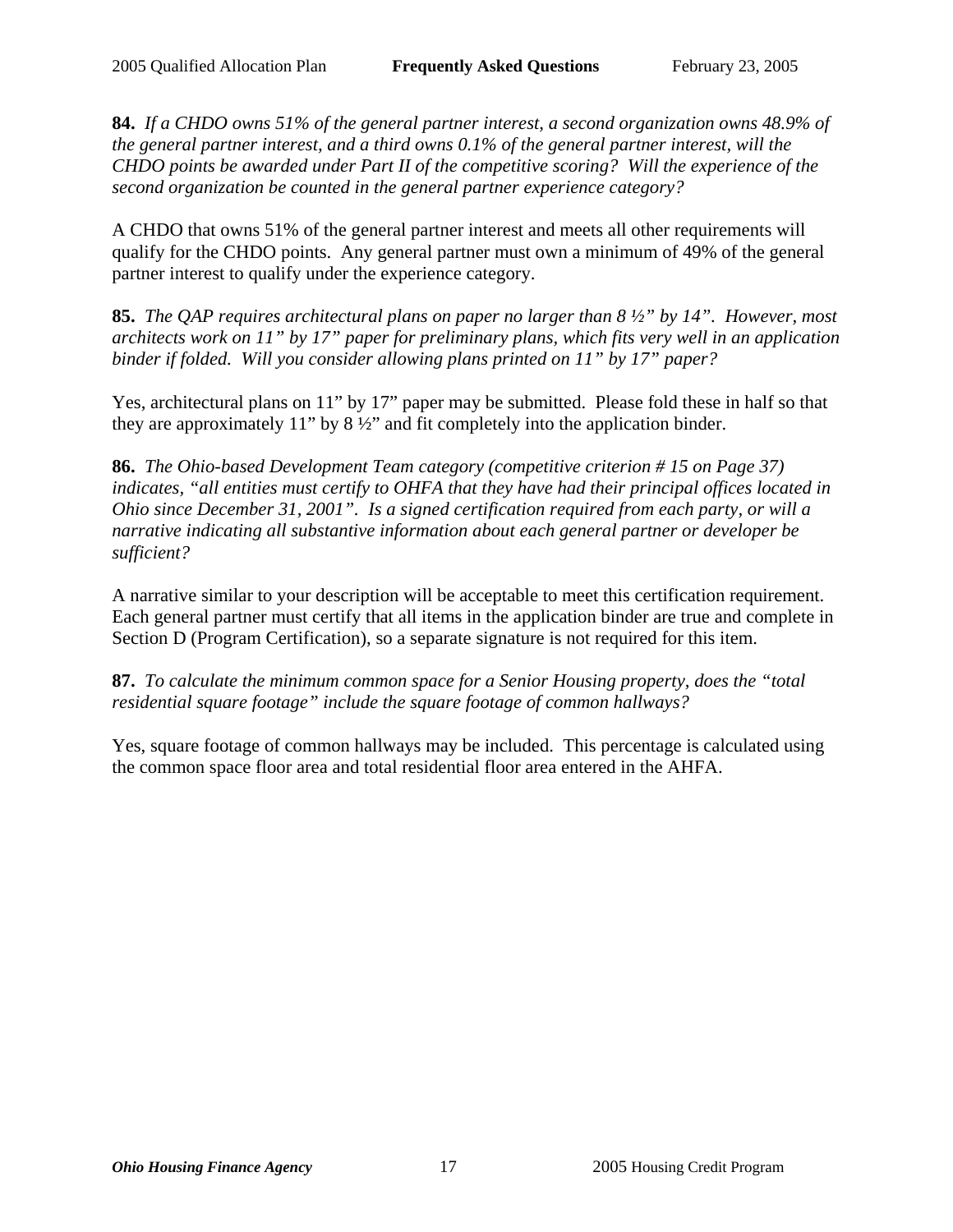**84.** *If a CHDO owns 51% of the general partner interest, a second organization owns 48.9% of the general partner interest, and a third owns 0.1% of the general partner interest, will the CHDO points be awarded under Part II of the competitive scoring? Will the experience of the second organization be counted in the general partner experience category?*

A CHDO that owns 51% of the general partner interest and meets all other requirements will qualify for the CHDO points. Any general partner must own a minimum of 49% of the general partner interest to qualify under the experience category.

**85.** *The QAP requires architectural plans on paper no larger than 8 ½" by 14". However, most architects work on 11" by 17" paper for preliminary plans, which fits very well in an application binder if folded. Will you consider allowing plans printed on 11" by 17" paper?*

Yes, architectural plans on 11" by 17" paper may be submitted. Please fold these in half so that they are approximately 11" by 8 ½" and fit completely into the application binder.

**86.** *The Ohio-based Development Team category (competitive criterion # 15 on Page 37) indicates, "all entities must certify to OHFA that they have had their principal offices located in Ohio since December 31, 2001". Is a signed certification required from each party, or will a narrative indicating all substantive information about each general partner or developer be sufficient?*

A narrative similar to your description will be acceptable to meet this certification requirement. Each general partner must certify that all items in the application binder are true and complete in Section D (Program Certification), so a separate signature is not required for this item.

**87.** *To calculate the minimum common space for a Senior Housing property, does the "total residential square footage" include the square footage of common hallways?*

Yes, square footage of common hallways may be included. This percentage is calculated using the common space floor area and total residential floor area entered in the AHFA.